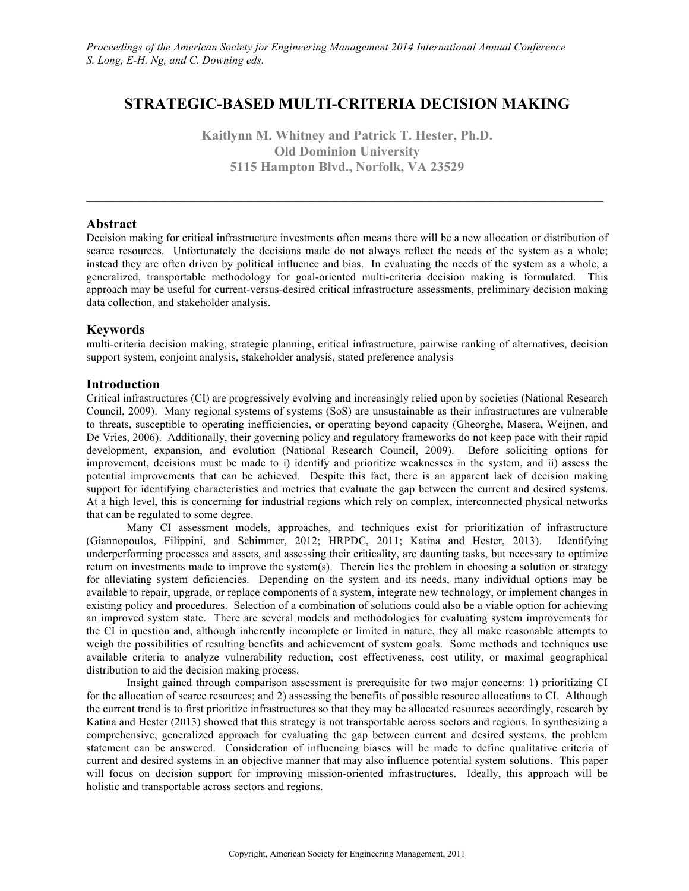# STRATEGIC-BASED MULTI-CRITERIA DECISION MAKING

**Kaitlynn M. Whitney and Patrick T. Hester, Ph.D.**
**Old Dominion University**
**5115 Hampton Blvd., Norfolk, VA 23529**

## Abstract

Decision making for critical infrastructure investments often means there will be a new allocation or distribution of scarce resources. Unfortunately the decisions made do not always reflect the needs of the system as a whole; instead they are often driven by political influence and bias. In evaluating the needs of the system as a whole, a generalized, transportable methodology for goal-oriented multi-criteria decision making is formulated. This approach may be useful for current-versus-desired critical infrastructure assessments, preliminary decision making data collection, and stakeholder analysis.

## Keywords

multi-criteria decision making, strategic planning, critical infrastructure, pairwise ranking of alternatives, decision support system, conjoint analysis, stakeholder analysis, stated preference analysis

## Introduction

Critical infrastructures (CI) are progressively evolving and increasingly relied upon by societies (National Research Council, 2009). Many regional systems of systems (SoS) are unsustainable as their infrastructures are vulnerable to threats, susceptible to operating inefficiencies, or operating beyond capacity (Gheorghe, Masera, Weijnen, and De Vries, 2006). Additionally, their governing policy and regulatory frameworks do not keep pace with their rapid development, expansion, and evolution (National Research Council, 2009). Before soliciting options for improvement, decisions must be made to i) identify and prioritize weaknesses in the system, and ii) assess the potential improvements that can be achieved. Despite this fact, there is an apparent lack of decision making support for identifying characteristics and metrics that evaluate the gap between the current and desired systems. At a high level, this is concerning for industrial regions which rely on complex, interconnected physical networks that can be regulated to some degree.

Many CI assessment models, approaches, and techniques exist for prioritization of infrastructure (Giannopoulos, Filippini, and Schimmer, 2012; HRPDC, 2011; Katina and Hester, 2013). Identifying underperforming processes and assets, and assessing their criticality, are daunting tasks, but necessary to optimize return on investments made to improve the system(s). Therein lies the problem in choosing a solution or strategy for alleviating system deficiencies. Depending on the system and its needs, many individual options may be available to repair, upgrade, or replace components of a system, integrate new technology, or implement changes in existing policy and procedures. Selection of a combination of solutions could also be a viable option for achieving an improved system state. There are several models and methodologies for evaluating system improvements for the CI in question and, although inherently incomplete or limited in nature, they all make reasonable attempts to weigh the possibilities of resulting benefits and achievement of system goals. Some methods and techniques use available criteria to analyze vulnerability reduction, cost effectiveness, cost utility, or maximal geographical distribution to aid the decision making process.

Insight gained through comparison assessment is prerequisite for two major concerns: 1) prioritizing CI for the allocation of scarce resources; and 2) assessing the benefits of possible resource allocations to CI. Although the current trend is to first prioritize infrastructures so that they may be allocated resources accordingly, research by Katina and Hester (2013) showed that this strategy is not transportable across sectors and regions. In synthesizing a comprehensive, generalized approach for evaluating the gap between current and desired systems, the problem statement can be answered. Consideration of influencing biases will be made to define qualitative criteria of current and desired systems in an objective manner that may also influence potential system solutions. This paper will focus on decision support for improving mission-oriented infrastructures. Ideally, this approach will be holistic and transportable across sectors and regions.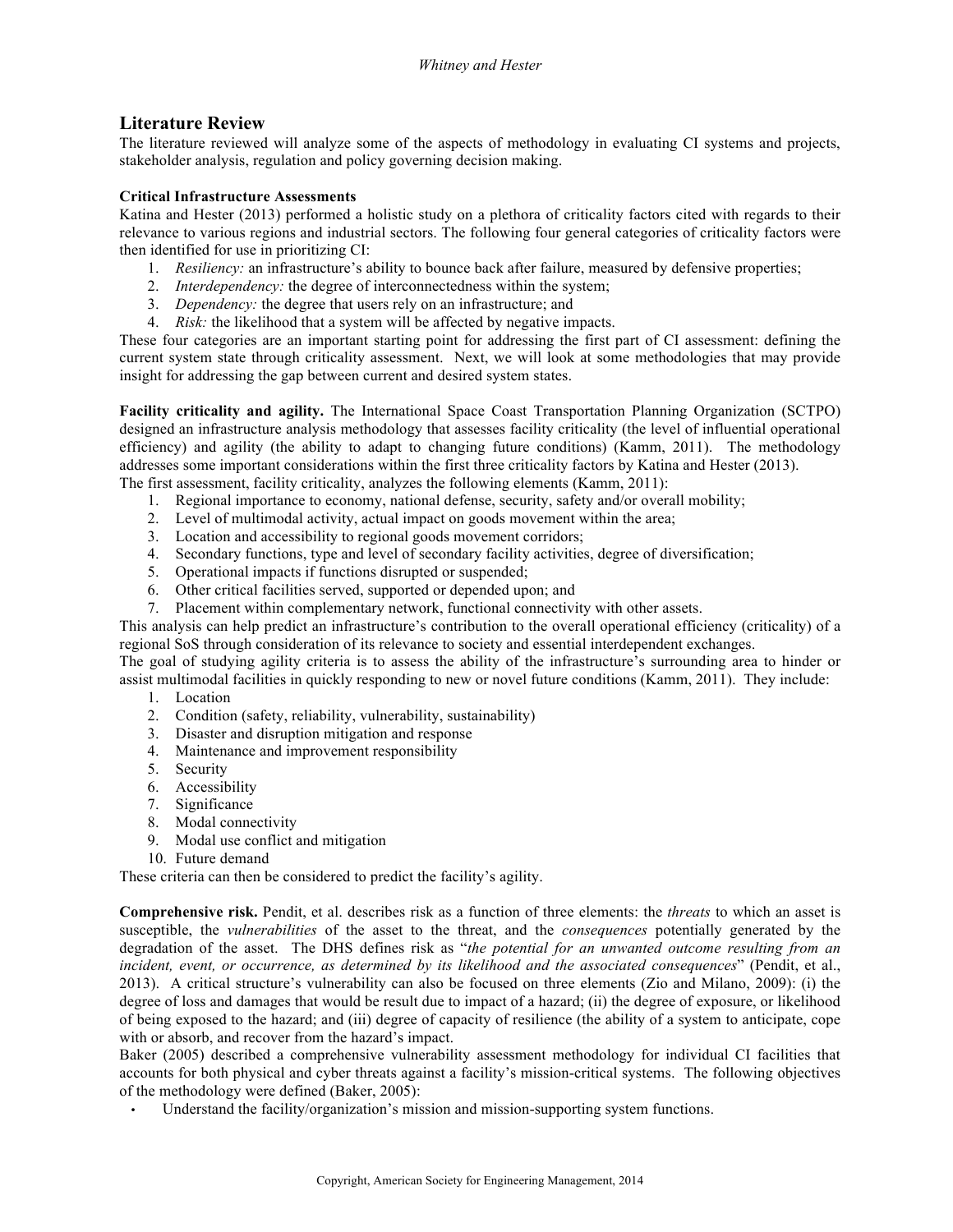## Literature Review

The literature reviewed will analyze some of the aspects of methodology in evaluating CI systems and projects, stakeholder analysis, regulation and policy governing decision making.

### Critical Infrastructure Assessments

Katina and Hester (2013) performed a holistic study on a plethora of criticality factors cited with regards to their relevance to various regions and industrial sectors. The following four general categories of criticality factors were then identified for use in prioritizing CI:

1. *Resiliency:* an infrastructure's ability to bounce back after failure, measured by defensive properties;
2. *Interdependency:* the degree of interconnectedness within the system;
3. *Dependency:* the degree that users rely on an infrastructure; and
4. *Risk:* the likelihood that a system will be affected by negative impacts.

These four categories are an important starting point for addressing the first part of CI assessment: defining the current system state through criticality assessment. Next, we will look at some methodologies that may provide insight for addressing the gap between current and desired system states.

**Facility criticality and agility.** The International Space Coast Transportation Planning Organization (SCTPO) designed an infrastructure analysis methodology that assesses facility criticality (the level of influential operational efficiency) and agility (the ability to adapt to changing future conditions) (Kamm, 2011). The methodology addresses some important considerations within the first three criticality factors by Katina and Hester (2013).
The first assessment, facility criticality, analyzes the following elements (Kamm, 2011):

1. Regional importance to economy, national defense, security, safety and/or overall mobility;
2. Level of multimodal activity, actual impact on goods movement within the area;
3. Location and accessibility to regional goods movement corridors;
4. Secondary functions, type and level of secondary facility activities, degree of diversification;
5. Operational impacts if functions disrupted or suspended;
6. Other critical facilities served, supported or depended upon; and
7. Placement within complementary network, functional connectivity with other assets.

This analysis can help predict an infrastructure's contribution to the overall operational efficiency (criticality) of a regional SoS through consideration of its relevance to society and essential interdependent exchanges.
The goal of studying agility criteria is to assess the ability of the infrastructure's surrounding area to hinder or assist multimodal facilities in quickly responding to new or novel future conditions (Kamm, 2011). They include:

1. Location
2. Condition (safety, reliability, vulnerability, sustainability)
3. Disaster and disruption mitigation and response
4. Maintenance and improvement responsibility
5. Security
6. Accessibility
7. Significance
8. Modal connectivity
9. Modal use conflict and mitigation
10. Future demand

These criteria can then be considered to predict the facility's agility.

**Comprehensive risk.** Pendit, et al. describes risk as a function of three elements: the *threats* to which an asset is susceptible, the *vulnerabilities* of the asset to the threat, and the *consequences* potentially generated by the degradation of the asset. The DHS defines risk as "*the potential for an unwanted outcome resulting from an incident, event, or occurrence, as determined by its likelihood and the associated consequences*" (Pendit, et al., 2013). A critical structure's vulnerability can also be focused on three elements (Zio and Milano, 2009): (i) the degree of loss and damages that would be result due to impact of a hazard; (ii) the degree of exposure, or likelihood of being exposed to the hazard; and (iii) degree of capacity of resilience (the ability of a system to anticipate, cope with or absorb, and recover from the hazard's impact.
Baker (2005) described a comprehensive vulnerability assessment methodology for individual CI facilities that accounts for both physical and cyber threats against a facility's mission-critical systems. The following objectives of the methodology were defined (Baker, 2005):

- Understand the facility/organization's mission and mission-supporting system functions.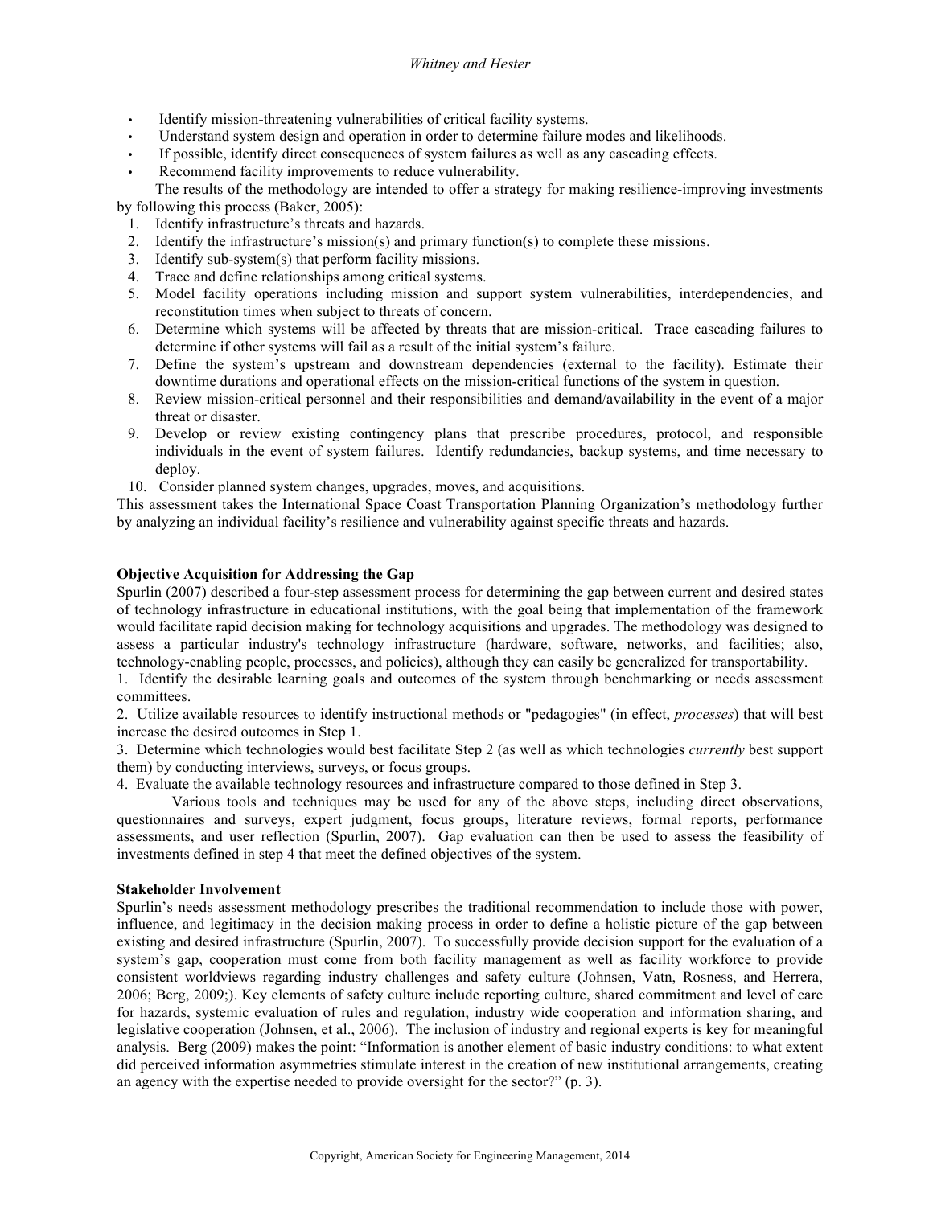- Identify mission-threatening vulnerabilities of critical facility systems.
- Understand system design and operation in order to determine failure modes and likelihoods.
- If possible, identify direct consequences of system failures as well as any cascading effects.
- Recommend facility improvements to reduce vulnerability.

The results of the methodology are intended to offer a strategy for making resilience-improving investments by following this process (Baker, 2005):

1. Identify infrastructure's threats and hazards.
2. Identify the infrastructure's mission(s) and primary function(s) to complete these missions.
3. Identify sub-system(s) that perform facility missions.
4. Trace and define relationships among critical systems.
5. Model facility operations including mission and support system vulnerabilities, interdependencies, and reconstitution times when subject to threats of concern.
6. Determine which systems will be affected by threats that are mission-critical. Trace cascading failures to determine if other systems will fail as a result of the initial system's failure.
7. Define the system's upstream and downstream dependencies (external to the facility). Estimate their downtime durations and operational effects on the mission-critical functions of the system in question.
8. Review mission-critical personnel and their responsibilities and demand/availability in the event of a major threat or disaster.
9. Develop or review existing contingency plans that prescribe procedures, protocol, and responsible individuals in the event of system failures. Identify redundancies, backup systems, and time necessary to deploy.
10. Consider planned system changes, upgrades, moves, and acquisitions.

This assessment takes the International Space Coast Transportation Planning Organization's methodology further by analyzing an individual facility's resilience and vulnerability against specific threats and hazards.

### Objective Acquisition for Addressing the Gap

Spurlin (2007) described a four-step assessment process for determining the gap between current and desired states of technology infrastructure in educational institutions, with the goal being that implementation of the framework would facilitate rapid decision making for technology acquisitions and upgrades. The methodology was designed to assess a particular industry's technology infrastructure (hardware, software, networks, and facilities; also, technology-enabling people, processes, and policies), although they can easily be generalized for transportability.

1. Identify the desirable learning goals and outcomes of the system through benchmarking or needs assessment committees.
2. Utilize available resources to identify instructional methods or "pedagogies" (in effect, *processes*) that will best increase the desired outcomes in Step 1.
3. Determine which technologies would best facilitate Step 2 (as well as which technologies *currently* best support them) by conducting interviews, surveys, or focus groups.
4. Evaluate the available technology resources and infrastructure compared to those defined in Step 3.

Various tools and techniques may be used for any of the above steps, including direct observations, questionnaires and surveys, expert judgment, focus groups, literature reviews, formal reports, performance assessments, and user reflection (Spurlin, 2007). Gap evaluation can then be used to assess the feasibility of investments defined in step 4 that meet the defined objectives of the system.

### Stakeholder Involvement

Spurlin's needs assessment methodology prescribes the traditional recommendation to include those with power, influence, and legitimacy in the decision making process in order to define a holistic picture of the gap between existing and desired infrastructure (Spurlin, 2007). To successfully provide decision support for the evaluation of a system's gap, cooperation must come from both facility management as well as facility workforce to provide consistent worldviews regarding industry challenges and safety culture (Johnsen, Vatn, Rosness, and Herrera, 2006; Berg, 2009;). Key elements of safety culture include reporting culture, shared commitment and level of care for hazards, systemic evaluation of rules and regulation, industry wide cooperation and information sharing, and legislative cooperation (Johnsen, et al., 2006). The inclusion of industry and regional experts is key for meaningful analysis. Berg (2009) makes the point: "Information is another element of basic industry conditions: to what extent did perceived information asymmetries stimulate interest in the creation of new institutional arrangements, creating an agency with the expertise needed to provide oversight for the sector?" (p. 3).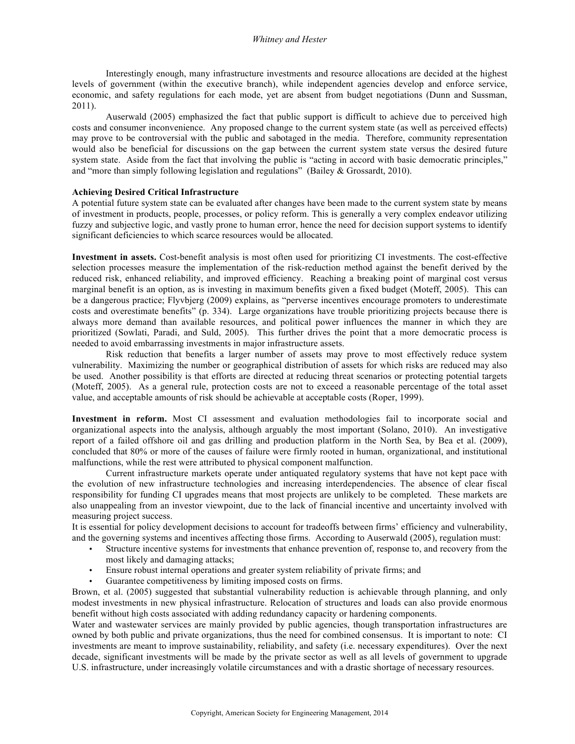Interestingly enough, many infrastructure investments and resource allocations are decided at the highest levels of government (within the executive branch), while independent agencies develop and enforce service, economic, and safety regulations for each mode, yet are absent from budget negotiations (Dunn and Sussman, 2011).

Auserwald (2005) emphasized the fact that public support is difficult to achieve due to perceived high costs and consumer inconvenience. Any proposed change to the current system state (as well as perceived effects) may prove to be controversial with the public and sabotaged in the media. Therefore, community representation would also be beneficial for discussions on the gap between the current system state versus the desired future system state. Aside from the fact that involving the public is "acting in accord with basic democratic principles," and "more than simply following legislation and regulations" (Bailey & Grossardt, 2010).

**Achieving Desired Critical Infrastructure**

A potential future system state can be evaluated after changes have been made to the current system state by means of investment in products, people, processes, or policy reform. This is generally a very complex endeavor utilizing fuzzy and subjective logic, and vastly prone to human error, hence the need for decision support systems to identify significant deficiencies to which scarce resources would be allocated.

**Investment in assets.** Cost-benefit analysis is most often used for prioritizing CI investments. The cost-effective selection processes measure the implementation of the risk-reduction method against the benefit derived by the reduced risk, enhanced reliability, and improved efficiency. Reaching a breaking point of marginal cost versus marginal benefit is an option, as is investing in maximum benefits given a fixed budget (Moteff, 2005). This can be a dangerous practice; Flyvbjerg (2009) explains, as "perverse incentives encourage promoters to underestimate costs and overestimate benefits" (p. 334). Large organizations have trouble prioritizing projects because there is always more demand than available resources, and political power influences the manner in which they are prioritized (Sowlati, Paradi, and Suld, 2005). This further drives the point that a more democratic process is needed to avoid embarrassing investments in major infrastructure assets.

Risk reduction that benefits a larger number of assets may prove to most effectively reduce system vulnerability. Maximizing the number or geographical distribution of assets for which risks are reduced may also be used. Another possibility is that efforts are directed at reducing threat scenarios or protecting potential targets (Moteff, 2005). As a general rule, protection costs are not to exceed a reasonable percentage of the total asset value, and acceptable amounts of risk should be achievable at acceptable costs (Roper, 1999).

**Investment in reform.** Most CI assessment and evaluation methodologies fail to incorporate social and organizational aspects into the analysis, although arguably the most important (Solano, 2010). An investigative report of a failed offshore oil and gas drilling and production platform in the North Sea, by Bea et al. (2009), concluded that 80% or more of the causes of failure were firmly rooted in human, organizational, and institutional malfunctions, while the rest were attributed to physical component malfunction.

Current infrastructure markets operate under antiquated regulatory systems that have not kept pace with the evolution of new infrastructure technologies and increasing interdependencies. The absence of clear fiscal responsibility for funding CI upgrades means that most projects are unlikely to be completed. These markets are also unappealing from an investor viewpoint, due to the lack of financial incentive and uncertainty involved with measuring project success.

It is essential for policy development decisions to account for tradeoffs between firms' efficiency and vulnerability, and the governing systems and incentives affecting those firms. According to Auserwald (2005), regulation must:

- Structure incentive systems for investments that enhance prevention of, response to, and recovery from the most likely and damaging attacks;
- Ensure robust internal operations and greater system reliability of private firms; and
- Guarantee competitiveness by limiting imposed costs on firms.

Brown, et al. (2005) suggested that substantial vulnerability reduction is achievable through planning, and only modest investments in new physical infrastructure. Relocation of structures and loads can also provide enormous benefit without high costs associated with adding redundancy capacity or hardening components.

Water and wastewater services are mainly provided by public agencies, though transportation infrastructures are owned by both public and private organizations, thus the need for combined consensus. It is important to note: CI investments are meant to improve sustainability, reliability, and safety (i.e. necessary expenditures). Over the next decade, significant investments will be made by the private sector as well as all levels of government to upgrade U.S. infrastructure, under increasingly volatile circumstances and with a drastic shortage of necessary resources.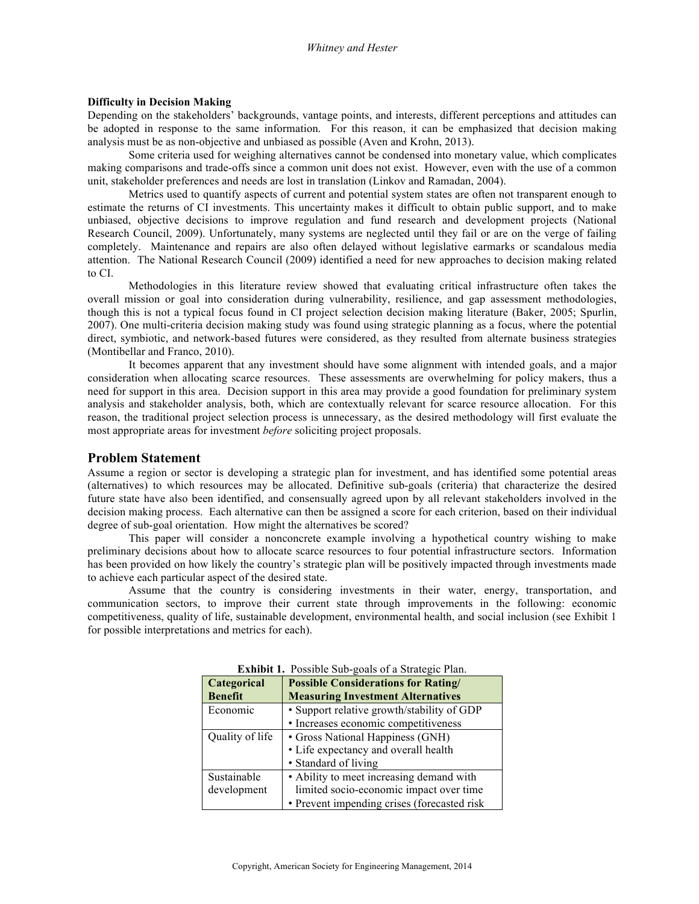**Difficulty in Decision Making**

Depending on the stakeholders' backgrounds, vantage points, and interests, different perceptions and attitudes can be adopted in response to the same information. For this reason, it can be emphasized that decision making analysis must be as non-objective and unbiased as possible (Aven and Krohn, 2013).

Some criteria used for weighing alternatives cannot be condensed into monetary value, which complicates making comparisons and trade-offs since a common unit does not exist. However, even with the use of a common unit, stakeholder preferences and needs are lost in translation (Linkov and Ramadan, 2004).

Metrics used to quantify aspects of current and potential system states are often not transparent enough to estimate the returns of CI investments. This uncertainty makes it difficult to obtain public support, and to make unbiased, objective decisions to improve regulation and fund research and development projects (National Research Council, 2009). Unfortunately, many systems are neglected until they fail or are on the verge of failing completely. Maintenance and repairs are also often delayed without legislative earmarks or scandalous media attention. The National Research Council (2009) identified a need for new approaches to decision making related to CI.

Methodologies in this literature review showed that evaluating critical infrastructure often takes the overall mission or goal into consideration during vulnerability, resilience, and gap assessment methodologies, though this is not a typical focus found in CI project selection decision making literature (Baker, 2005; Spurlin, 2007). One multi-criteria decision making study was found using strategic planning as a focus, where the potential direct, symbiotic, and network-based futures were considered, as they resulted from alternate business strategies (Montibellar and Franco, 2010).

It becomes apparent that any investment should have some alignment with intended goals, and a major consideration when allocating scarce resources. These assessments are overwhelming for policy makers, thus a need for support in this area. Decision support in this area may provide a good foundation for preliminary system analysis and stakeholder analysis, both, which are contextually relevant for scarce resource allocation. For this reason, the traditional project selection process is unnecessary, as the desired methodology will first evaluate the most appropriate areas for investment *before* soliciting project proposals.

## Problem Statement

Assume a region or sector is developing a strategic plan for investment, and has identified some potential areas (alternatives) to which resources may be allocated. Definitive sub-goals (criteria) that characterize the desired future state have also been identified, and consensually agreed upon by all relevant stakeholders involved in the decision making process. Each alternative can then be assigned a score for each criterion, based on their individual degree of sub-goal orientation. How might the alternatives be scored?

This paper will consider a nonconcrete example involving a hypothetical country wishing to make preliminary decisions about how to allocate scarce resources to four potential infrastructure sectors. Information has been provided on how likely the country's strategic plan will be positively impacted through investments made to achieve each particular aspect of the desired state.

Assume that the country is considering investments in their water, energy, transportation, and communication sectors, to improve their current state through improvements in the following: economic competitiveness, quality of life, sustainable development, environmental health, and social inclusion (see Exhibit 1 for possible interpretations and metrics for each).

**Exhibit 1.** Possible Sub-goals of a Strategic Plan.

| Categorical Benefit | Possible Considerations for Rating/ Measuring Investment Alternatives |
|---|---|
| Economic | • Support relative growth/stability of GDP<br>• Increases economic competitiveness |
| Quality of life | • Gross National Happiness (GNH)<br>• Life expectancy and overall health<br>• Standard of living |
| Sustainable development | • Ability to meet increasing demand with limited socio-economic impact over time<br>• Prevent impending crises (forecasted risk |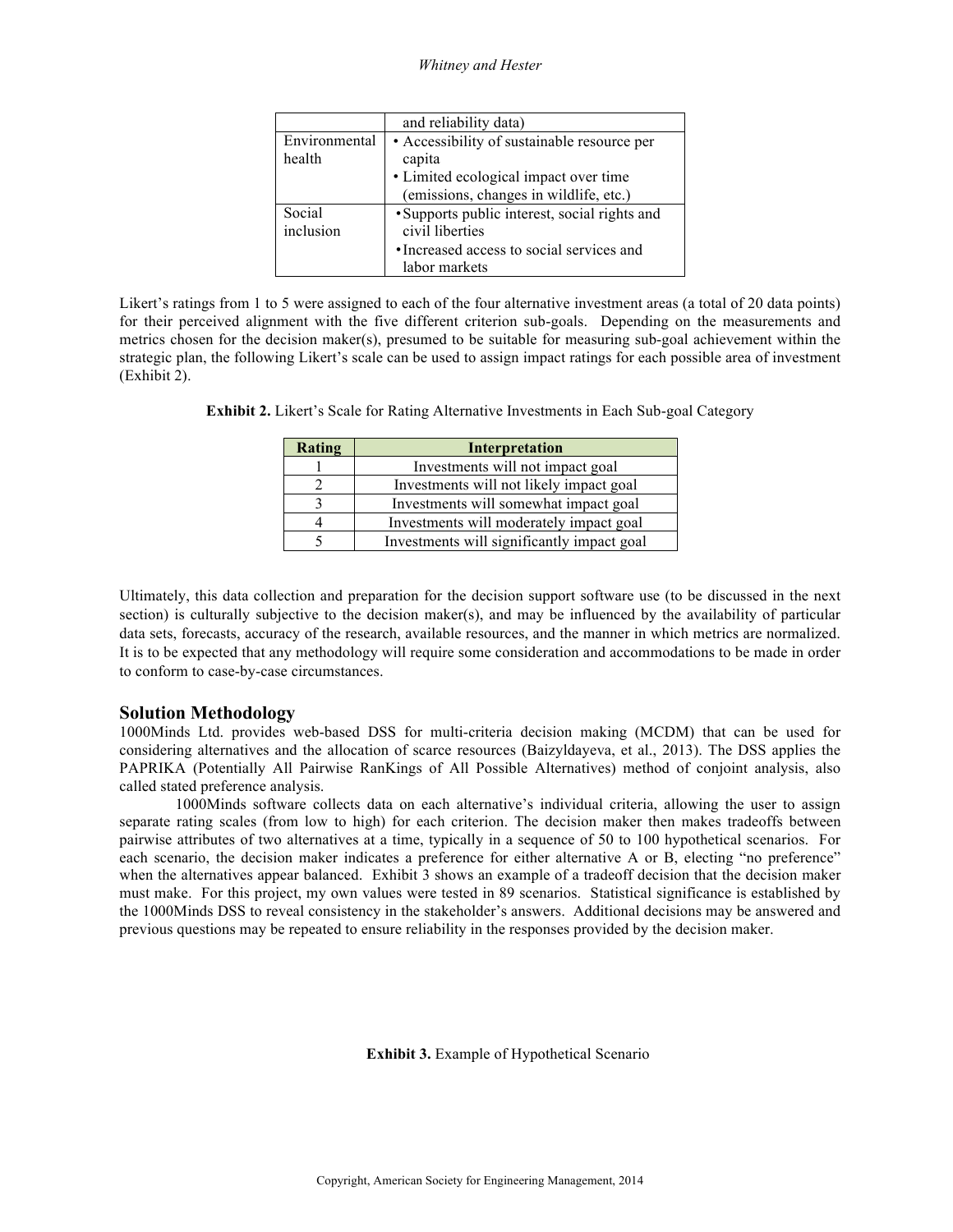| | and reliability data) |
|---|---|
| Environmental health | • Accessibility of sustainable resource per capita<br>• Limited ecological impact over time (emissions, changes in wildlife, etc.) |
| Social inclusion | • Supports public interest, social rights and civil liberties<br>• Increased access to social services and labor markets |

Likert's ratings from 1 to 5 were assigned to each of the four alternative investment areas (a total of 20 data points) for their perceived alignment with the five different criterion sub-goals. Depending on the measurements and metrics chosen for the decision maker(s), presumed to be suitable for measuring sub-goal achievement within the strategic plan, the following Likert's scale can be used to assign impact ratings for each possible area of investment (Exhibit 2).

**Exhibit 2.** Likert's Scale for Rating Alternative Investments in Each Sub-goal Category

| Rating | Interpretation |
|---|---|
| 1 | Investments will not impact goal |
| 2 | Investments will not likely impact goal |
| 3 | Investments will somewhat impact goal |
| 4 | Investments will moderately impact goal |
| 5 | Investments will significantly impact goal |

Ultimately, this data collection and preparation for the decision support software use (to be discussed in the next section) is culturally subjective to the decision maker(s), and may be influenced by the availability of particular data sets, forecasts, accuracy of the research, available resources, and the manner in which metrics are normalized. It is to be expected that any methodology will require some consideration and accommodations to be made in order to conform to case-by-case circumstances.

## Solution Methodology

1000Minds Ltd. provides web-based DSS for multi-criteria decision making (MCDM) that can be used for considering alternatives and the allocation of scarce resources (Baizyldayeva, et al., 2013). The DSS applies the PAPRIKA (Potentially All Pairwise RanKings of All Possible Alternatives) method of conjoint analysis, also called stated preference analysis.

1000Minds software collects data on each alternative's individual criteria, allowing the user to assign separate rating scales (from low to high) for each criterion. The decision maker then makes tradeoffs between pairwise attributes of two alternatives at a time, typically in a sequence of 50 to 100 hypothetical scenarios. For each scenario, the decision maker indicates a preference for either alternative A or B, electing "no preference" when the alternatives appear balanced. Exhibit 3 shows an example of a tradeoff decision that the decision maker must make. For this project, my own values were tested in 89 scenarios. Statistical significance is established by the 1000Minds DSS to reveal consistency in the stakeholder's answers. Additional decisions may be answered and previous questions may be repeated to ensure reliability in the responses provided by the decision maker.

**Exhibit 3.** Example of Hypothetical Scenario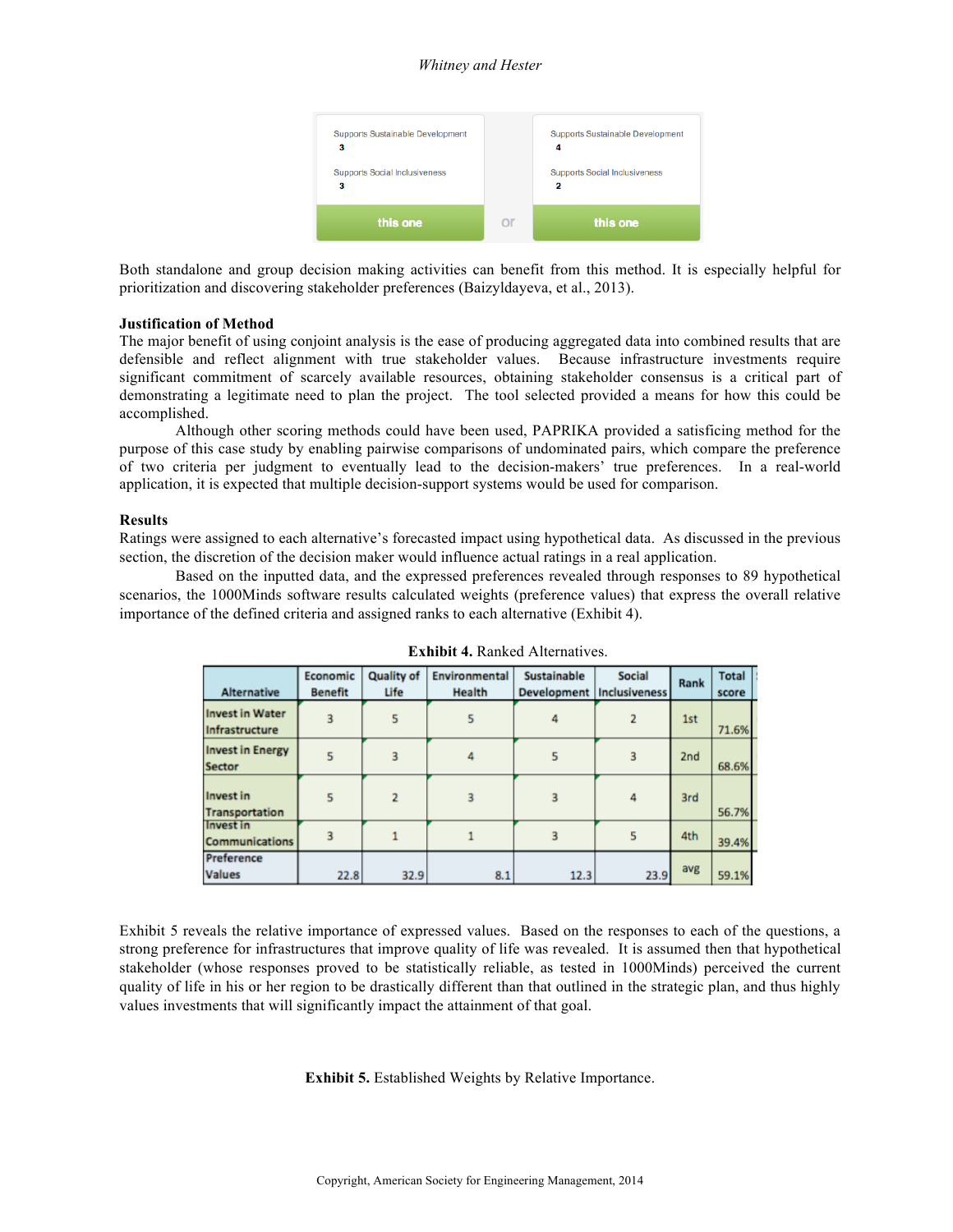| Supports Sustainable Development | | Supports Sustainable Development |
|---|---|---|
| 3 | | 4 |
| Supports Social Inclusiveness | | Supports Social Inclusiveness |
| 3 | | 2 |
| this one | or | this one |

Both standalone and group decision making activities can benefit from this method. It is especially helpful for prioritization and discovering stakeholder preferences (Baizyldayeva, et al., 2013).

**Justification of Method**

The major benefit of using conjoint analysis is the ease of producing aggregated data into combined results that are defensible and reflect alignment with true stakeholder values. Because infrastructure investments require significant commitment of scarcely available resources, obtaining stakeholder consensus is a critical part of demonstrating a legitimate need to plan the project. The tool selected provided a means for how this could be accomplished.

Although other scoring methods could have been used, PAPRIKA provided a satisficing method for the purpose of this case study by enabling pairwise comparisons of undominated pairs, which compare the preference of two criteria per judgment to eventually lead to the decision-makers' true preferences. In a real-world application, it is expected that multiple decision-support systems would be used for comparison.

**Results**

Ratings were assigned to each alternative's forecasted impact using hypothetical data. As discussed in the previous section, the discretion of the decision maker would influence actual ratings in a real application.

Based on the inputted data, and the expressed preferences revealed through responses to 89 hypothetical scenarios, the 1000Minds software results calculated weights (preference values) that express the overall relative importance of the defined criteria and assigned ranks to each alternative (Exhibit 4).

**Exhibit 4.** Ranked Alternatives.

| Alternative | Economic Benefit | Quality of Life | Environmental Health | Sustainable Development | Social Inclusiveness | Rank | Total score |
|---|---|---|---|---|---|---|---|
| Invest in Water Infrastructure | 3 | 5 | 5 | 4 | 2 | 1st | 71.6% |
| Invest in Energy Sector | 5 | 3 | 4 | 5 | 3 | 2nd | 68.6% |
| Invest in Transportation | 5 | 2 | 3 | 3 | 4 | 3rd | 56.7% |
| Invest in Communications | 3 | 1 | 1 | 3 | 5 | 4th | 39.4% |
| Preference Values | 22.8 | 32.9 | 8.1 | 12.3 | 23.9 | avg | 59.1% |

Exhibit 5 reveals the relative importance of expressed values. Based on the responses to each of the questions, a strong preference for infrastructures that improve quality of life was revealed. It is assumed then that hypothetical stakeholder (whose responses proved to be statistically reliable, as tested in 1000Minds) perceived the current quality of life in his or her region to be drastically different than that outlined in the strategic plan, and thus highly values investments that will significantly impact the attainment of that goal.

**Exhibit 5.** Established Weights by Relative Importance.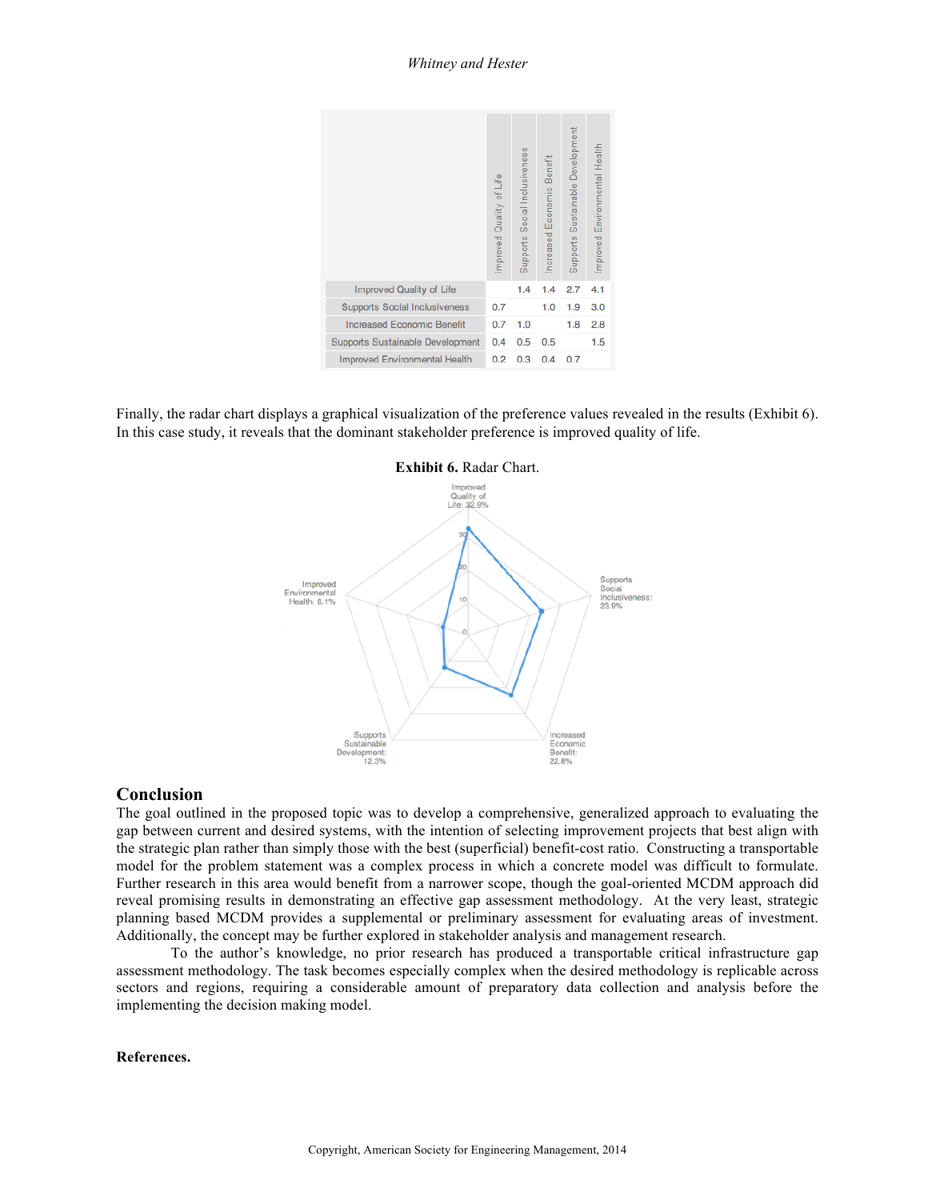| | Improved Quality of Life | Supports Social Inclusiveness | Increased Economic Benefit | Supports Sustainable Development | Improved Environmental Health |
|---|---|---|---|---|---|
| Improved Quality of Life | | 1.4 | 1.4 | 2.7 | 4.1 |
| Supports Social Inclusiveness | 0.7 | | 1.0 | 1.9 | 3.0 |
| Increased Economic Benefit | 0.7 | 1.0 | | 1.8 | 2.8 |
| Supports Sustainable Development | 0.4 | 0.5 | 0.5 | | 1.5 |
| Improved Environmental Health | 0.2 | 0.3 | 0.4 | 0.7 | |

Finally, the radar chart displays a graphical visualization of the preference values revealed in the results (Exhibit 6). In this case study, it reveals that the dominant stakeholder preference is improved quality of life.

**Exhibit 6.** Radar Chart.

Improved Quality of Life: 32.9%

Supports Social Inclusiveness: 23.9%

Increased Economic Benefit: 22.8%

Supports Sustainable Development: 12.3%

Improved Environmental Health: 8.1%

## Conclusion

The goal outlined in the proposed topic was to develop a comprehensive, generalized approach to evaluating the gap between current and desired systems, with the intention of selecting improvement projects that best align with the strategic plan rather than simply those with the best (superficial) benefit-cost ratio. Constructing a transportable model for the problem statement was a complex process in which a concrete model was difficult to formulate. Further research in this area would benefit from a narrower scope, though the goal-oriented MCDM approach did reveal promising results in demonstrating an effective gap assessment methodology. At the very least, strategic planning based MCDM provides a supplemental or preliminary assessment for evaluating areas of investment. Additionally, the concept may be further explored in stakeholder analysis and management research.

To the author's knowledge, no prior research has produced a transportable critical infrastructure gap assessment methodology. The task becomes especially complex when the desired methodology is replicable across sectors and regions, requiring a considerable amount of preparatory data collection and analysis before the implementing the decision making model.

**References.**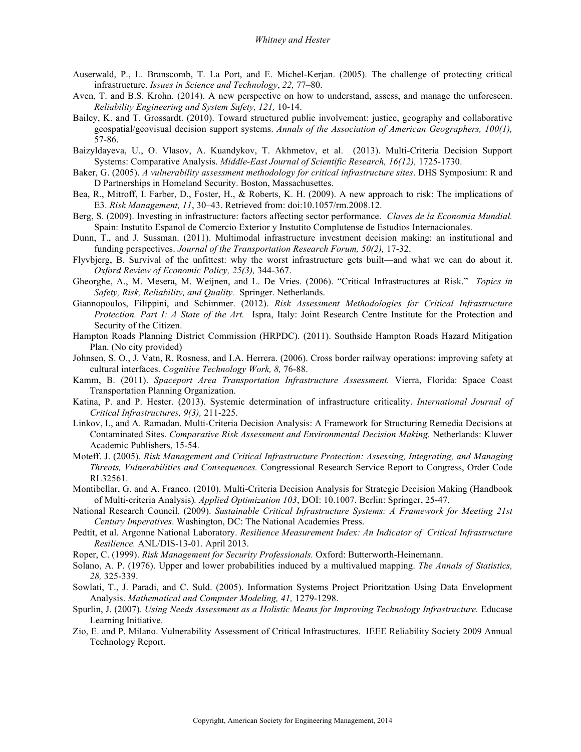Auserwald, P., L. Branscomb, T. La Port, and E. Michel-Kerjan. (2005). The challenge of protecting critical infrastructure. *Issues in Science and Technology*, *22,* 77–80.

Aven, T. and B.S. Krohn. (2014). A new perspective on how to understand, assess, and manage the unforeseen. *Reliability Engineering and System Safety, 121,* 10-14.

Bailey, K. and T. Grossardt. (2010). Toward structured public involvement: justice, geography and collaborative geospatial/geovisual decision support systems. *Annals of the Association of American Geographers, 100(1),* 57-86.

Baizyldayeva, U., O. Vlasov, A. Kuandykov, T. Akhmetov, et al. (2013). Multi-Criteria Decision Support Systems: Comparative Analysis. *Middle-East Journal of Scientific Research, 16(12),* 1725-1730.

Baker, G. (2005). *A vulnerability assessment methodology for critical infrastructure sites*. DHS Symposium: R and D Partnerships in Homeland Security. Boston, Massachusettes.

Bea, R., Mitroff, I. Farber, D., Foster, H., & Roberts, K. H. (2009). A new approach to risk: The implications of E3. *Risk Management, 11*, 30–43. Retrieved from: doi:10.1057/rm.2008.12.

Berg, S. (2009). Investing in infrastructure: factors affecting sector performance. *Claves de la Economia Mundial.* Spain: Instutito Espanol de Comercio Exterior y Instutito Complutense de Estudios Internacionales.

Dunn, T., and J. Sussman. (2011). Multimodal infrastructure investment decision making: an institutional and funding perspectives. *Journal of the Transportation Research Forum, 50(2),* 17-32.

Flyvbjerg, B. Survival of the unfittest: why the worst infrastructure gets built—and what we can do about it. *Oxford Review of Economic Policy, 25(3),* 344-367.

Gheorghe, A., M. Mesera, M. Weijnen, and L. De Vries. (2006). "Critical Infrastructures at Risk." *Topics in Safety, Risk, Reliability, and Quality.* Springer. Netherlands.

Giannopoulos, Filippini, and Schimmer. (2012). *Risk Assessment Methodologies for Critical Infrastructure Protection. Part I: A State of the Art.* Ispra, Italy: Joint Research Centre Institute for the Protection and Security of the Citizen.

Hampton Roads Planning District Commission (HRPDC). (2011). Southside Hampton Roads Hazard Mitigation Plan. (No city provided)

Johnsen, S. O., J. Vatn, R. Rosness, and I.A. Herrera. (2006). Cross border railway operations: improving safety at cultural interfaces. *Cognitive Technology Work, 8,* 76-88.

Kamm, B. (2011). *Spaceport Area Transportation Infrastructure Assessment.* Vierra, Florida: Space Coast Transportation Planning Organization.

Katina, P. and P. Hester. (2013). Systemic determination of infrastructure criticality. *International Journal of Critical Infrastructures, 9(3),* 211-225.

Linkov, I., and A. Ramadan. Multi-Criteria Decision Analysis: A Framework for Structuring Remedia Decisions at Contaminated Sites. *Comparative Risk Assessment and Environmental Decision Making.* Netherlands: Kluwer Academic Publishers, 15-54.

Moteff. J. (2005). *Risk Management and Critical Infrastructure Protection: Assessing, Integrating, and Managing Threats, Vulnerabilities and Consequences.* Congressional Research Service Report to Congress, Order Code RL32561.

Montibellar, G. and A. Franco. (2010). Multi-Criteria Decision Analysis for Strategic Decision Making (Handbook of Multi-criteria Analysis)*. Applied Optimization 103*, DOI: 10.1007. Berlin: Springer, 25-47.

National Research Council. (2009). *Sustainable Critical Infrastructure Systems: A Framework for Meeting 21st Century Imperatives*. Washington, DC: The National Academies Press.

Pedtit, et al. Argonne National Laboratory. *Resilience Measurement Index: An Indicator of Critical Infrastructure Resilience.* ANL/DIS-13-01. April 2013.

Roper, C. (1999). *Risk Management for Security Professionals.* Oxford: Butterworth-Heinemann.

Solano, A. P. (1976). Upper and lower probabilities induced by a multivalued mapping. *The Annals of Statistics, 28,* 325-339.

Sowlati, T., J. Paradi, and C. Suld. (2005). Information Systems Project Prioritzation Using Data Envelopment Analysis. *Mathematical and Computer Modeling, 41,* 1279-1298.

Spurlin, J. (2007). *Using Needs Assessment as a Holistic Means for Improving Technology Infrastructure.* Educase Learning Initiative.

Zio, E. and P. Milano. Vulnerability Assessment of Critical Infrastructures. IEEE Reliability Society 2009 Annual Technology Report.